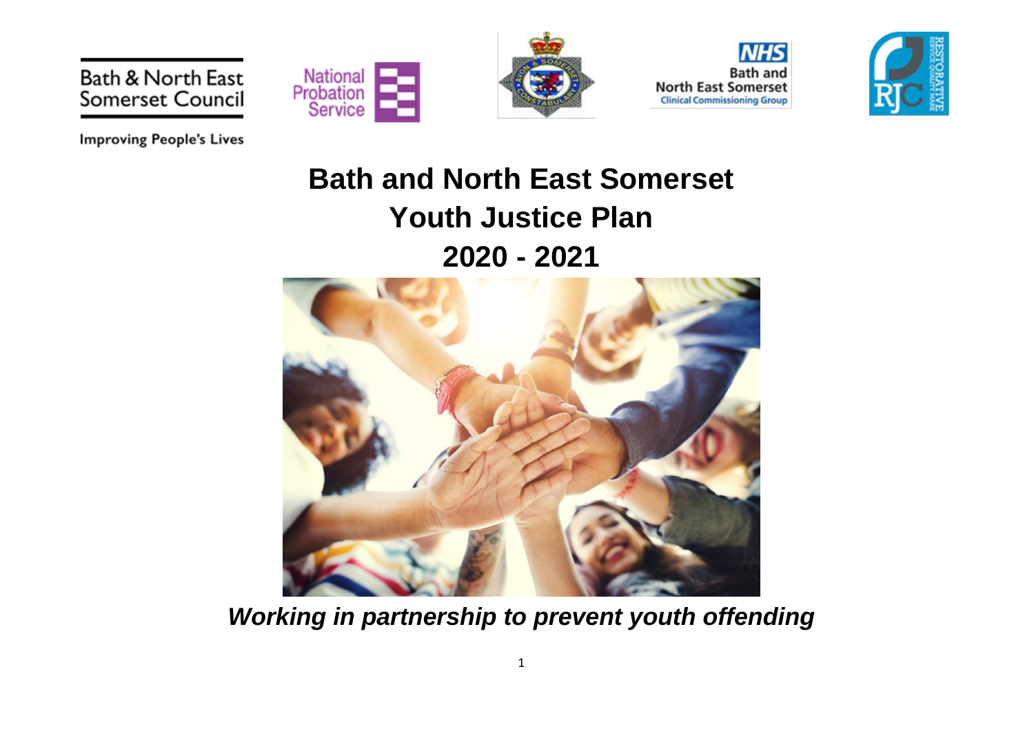Bath & North East Somerset Council

Improving People's Lives

# Bath and North East Somerset Youth Justice Plan 2020 - 2021

***Working in partnership to prevent youth offending***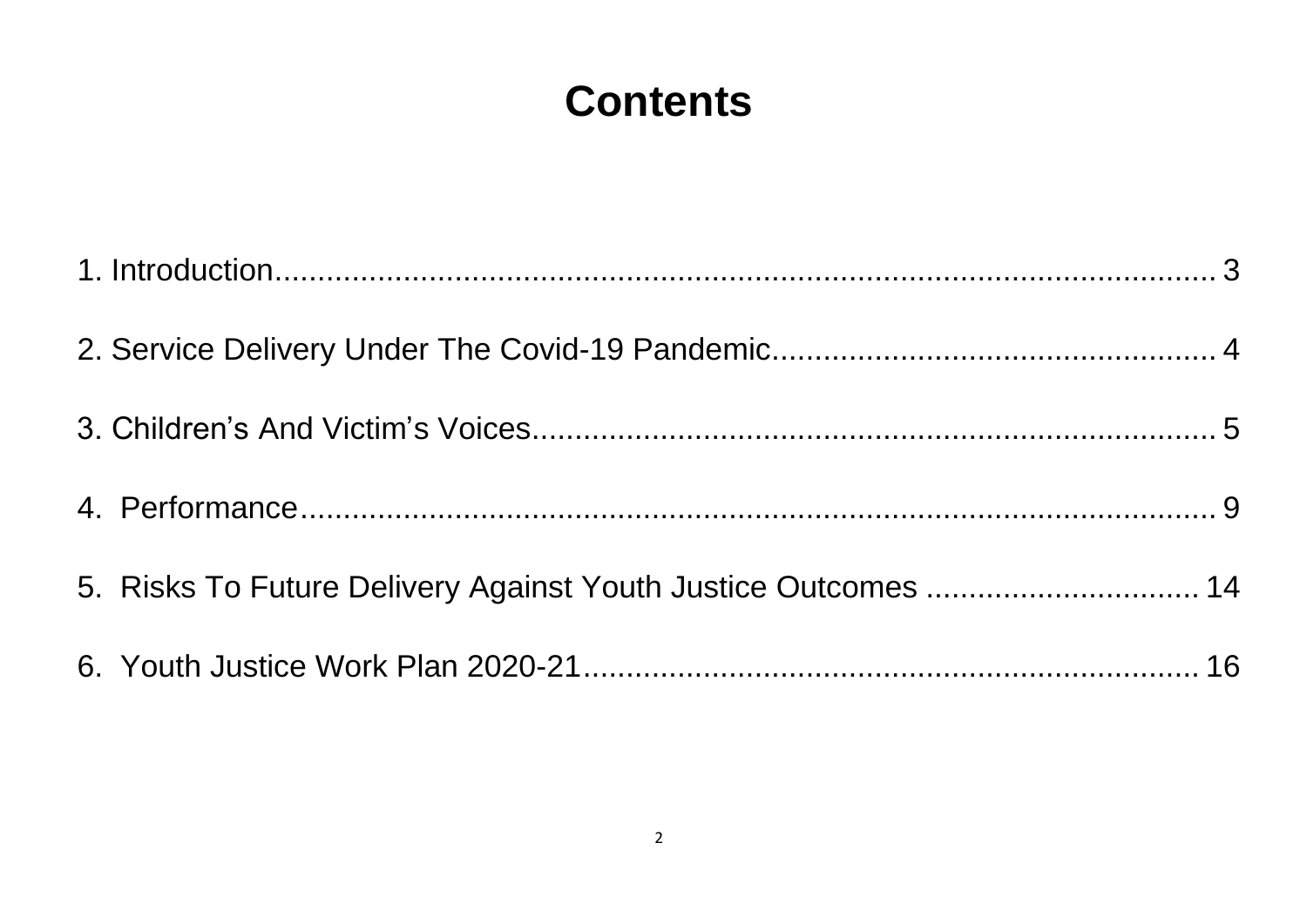# Contents

1. Introduction........................................................................................................ 3

2. Service Delivery Under The Covid-19 Pandemic.................................................... 4

3. Children's And Victim's Voices.............................................................................. 5

4. Performance........................................................................................................ 9

5. Risks To Future Delivery Against Youth Justice Outcomes ................................. 14

6. Youth Justice Work Plan 2020-21......................................................................... 16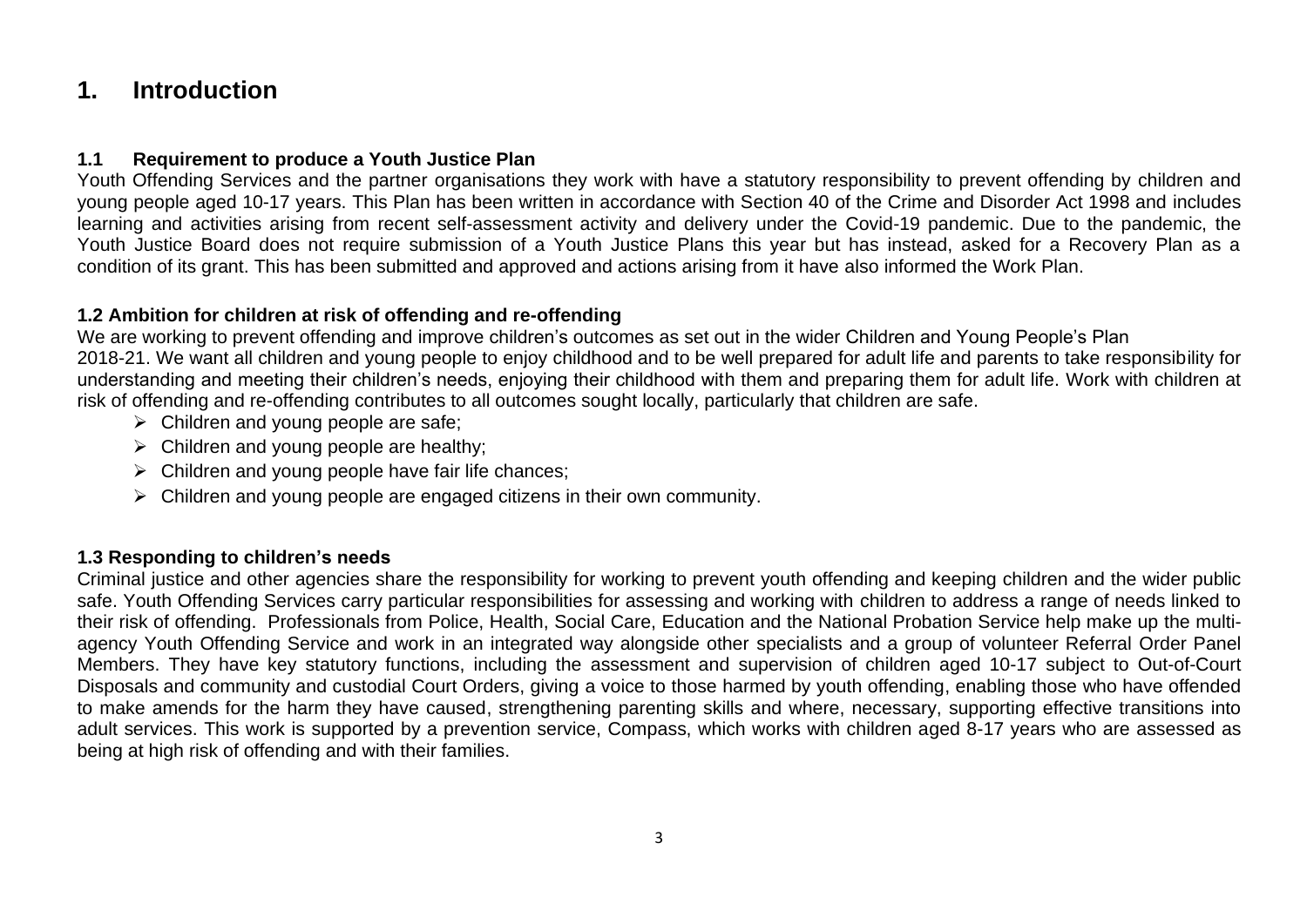# 1. Introduction

### 1.1 Requirement to produce a Youth Justice Plan

Youth Offending Services and the partner organisations they work with have a statutory responsibility to prevent offending by children and young people aged 10-17 years. This Plan has been written in accordance with Section 40 of the Crime and Disorder Act 1998 and includes learning and activities arising from recent self-assessment activity and delivery under the Covid-19 pandemic. Due to the pandemic, the Youth Justice Board does not require submission of a Youth Justice Plans this year but has instead, asked for a Recovery Plan as a condition of its grant. This has been submitted and approved and actions arising from it have also informed the Work Plan.

### 1.2 Ambition for children at risk of offending and re-offending

We are working to prevent offending and improve children's outcomes as set out in the wider Children and Young People's Plan 2018-21. We want all children and young people to enjoy childhood and to be well prepared for adult life and parents to take responsibility for understanding and meeting their children's needs, enjoying their childhood with them and preparing them for adult life. Work with children at risk of offending and re-offending contributes to all outcomes sought locally, particularly that children are safe.

- Children and young people are safe;
- Children and young people are healthy;
- Children and young people have fair life chances;
- Children and young people are engaged citizens in their own community.

### 1.3 Responding to children's needs

Criminal justice and other agencies share the responsibility for working to prevent youth offending and keeping children and the wider public safe. Youth Offending Services carry particular responsibilities for assessing and working with children to address a range of needs linked to their risk of offending. Professionals from Police, Health, Social Care, Education and the National Probation Service help make up the multi-agency Youth Offending Service and work in an integrated way alongside other specialists and a group of volunteer Referral Order Panel Members. They have key statutory functions, including the assessment and supervision of children aged 10-17 subject to Out-of-Court Disposals and community and custodial Court Orders, giving a voice to those harmed by youth offending, enabling those who have offended to make amends for the harm they have caused, strengthening parenting skills and where, necessary, supporting effective transitions into adult services. This work is supported by a prevention service, Compass, which works with children aged 8-17 years who are assessed as being at high risk of offending and with their families.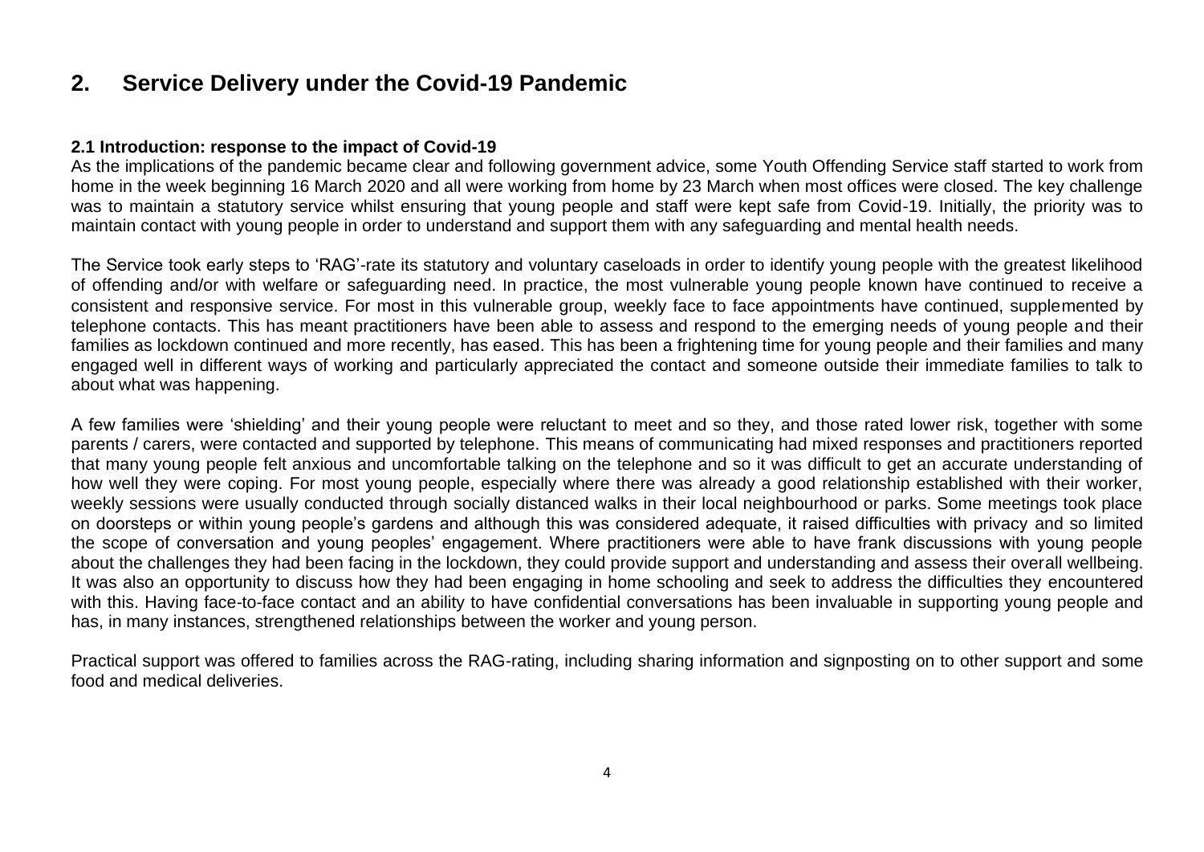# 2. Service Delivery under the Covid-19 Pandemic

### 2.1 Introduction: response to the impact of Covid-19

As the implications of the pandemic became clear and following government advice, some Youth Offending Service staff started to work from home in the week beginning 16 March 2020 and all were working from home by 23 March when most offices were closed. The key challenge was to maintain a statutory service whilst ensuring that young people and staff were kept safe from Covid-19. Initially, the priority was to maintain contact with young people in order to understand and support them with any safeguarding and mental health needs.

The Service took early steps to 'RAG'-rate its statutory and voluntary caseloads in order to identify young people with the greatest likelihood of offending and/or with welfare or safeguarding need. In practice, the most vulnerable young people known have continued to receive a consistent and responsive service. For most in this vulnerable group, weekly face to face appointments have continued, supplemented by telephone contacts. This has meant practitioners have been able to assess and respond to the emerging needs of young people and their families as lockdown continued and more recently, has eased. This has been a frightening time for young people and their families and many engaged well in different ways of working and particularly appreciated the contact and someone outside their immediate families to talk to about what was happening.

A few families were 'shielding' and their young people were reluctant to meet and so they, and those rated lower risk, together with some parents / carers, were contacted and supported by telephone. This means of communicating had mixed responses and practitioners reported that many young people felt anxious and uncomfortable talking on the telephone and so it was difficult to get an accurate understanding of how well they were coping. For most young people, especially where there was already a good relationship established with their worker, weekly sessions were usually conducted through socially distanced walks in their local neighbourhood or parks. Some meetings took place on doorsteps or within young people's gardens and although this was considered adequate, it raised difficulties with privacy and so limited the scope of conversation and young peoples' engagement. Where practitioners were able to have frank discussions with young people about the challenges they had been facing in the lockdown, they could provide support and understanding and assess their overall wellbeing. It was also an opportunity to discuss how they had been engaging in home schooling and seek to address the difficulties they encountered with this. Having face-to-face contact and an ability to have confidential conversations has been invaluable in supporting young people and has, in many instances, strengthened relationships between the worker and young person.

Practical support was offered to families across the RAG-rating, including sharing information and signposting on to other support and some food and medical deliveries.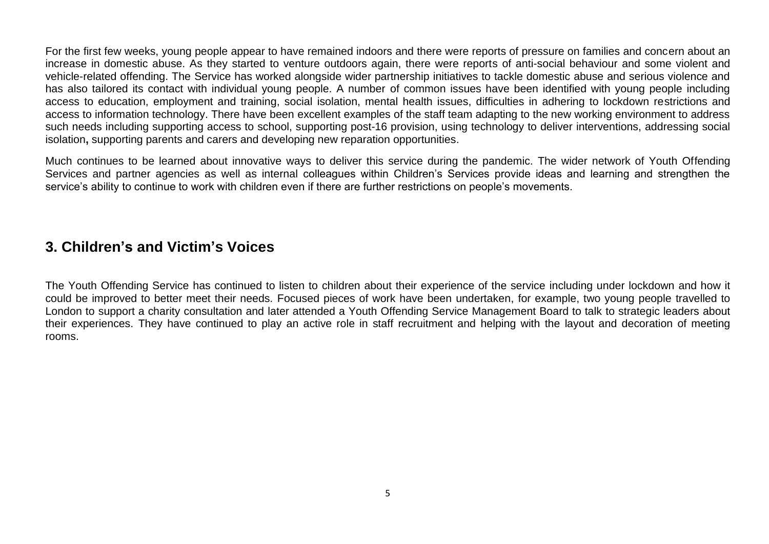For the first few weeks, young people appear to have remained indoors and there were reports of pressure on families and concern about an increase in domestic abuse. As they started to venture outdoors again, there were reports of anti-social behaviour and some violent and vehicle-related offending. The Service has worked alongside wider partnership initiatives to tackle domestic abuse and serious violence and has also tailored its contact with individual young people. A number of common issues have been identified with young people including access to education, employment and training, social isolation, mental health issues, difficulties in adhering to lockdown restrictions and access to information technology. There have been excellent examples of the staff team adapting to the new working environment to address such needs including supporting access to school, supporting post-16 provision, using technology to deliver interventions, addressing social isolation**,** supporting parents and carers and developing new reparation opportunities.

Much continues to be learned about innovative ways to deliver this service during the pandemic. The wider network of Youth Offending Services and partner agencies as well as internal colleagues within Children's Services provide ideas and learning and strengthen the service's ability to continue to work with children even if there are further restrictions on people's movements.

## 3. Children's and Victim's Voices

The Youth Offending Service has continued to listen to children about their experience of the service including under lockdown and how it could be improved to better meet their needs. Focused pieces of work have been undertaken, for example, two young people travelled to London to support a charity consultation and later attended a Youth Offending Service Management Board to talk to strategic leaders about their experiences. They have continued to play an active role in staff recruitment and helping with the layout and decoration of meeting rooms.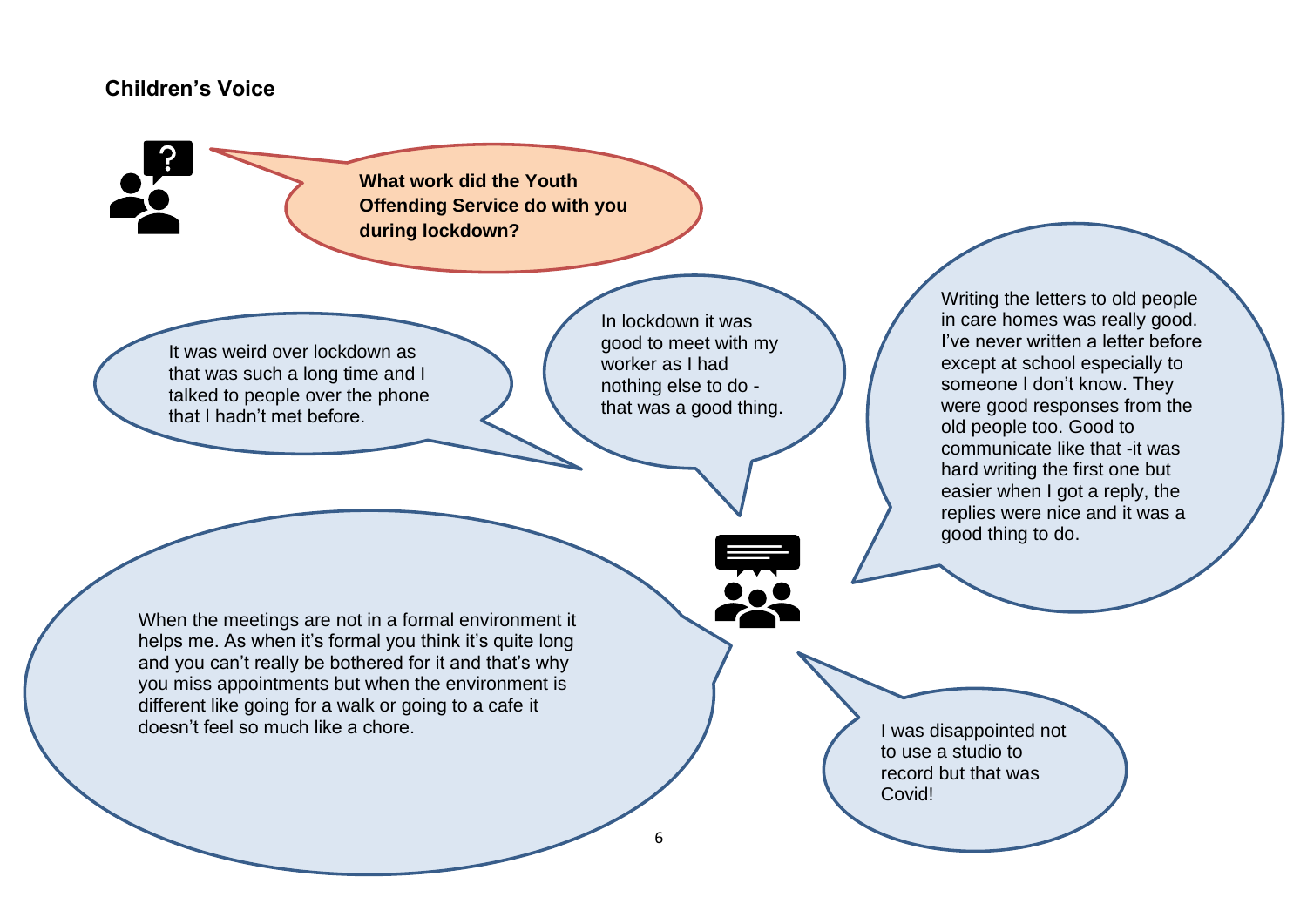## Children's Voice

**What work did the Youth Offending Service do with you during lockdown?**

It was weird over lockdown as that was such a long time and I talked to people over the phone that I hadn't met before.

In lockdown it was good to meet with my worker as I had nothing else to do - that was a good thing.

Writing the letters to old people in care homes was really good. I've never written a letter before except at school especially to someone I don't know. They were good responses from the old people too. Good to communicate like that -it was hard writing the first one but easier when I got a reply, the replies were nice and it was a good thing to do.

When the meetings are not in a formal environment it helps me. As when it's formal you think it's quite long and you can't really be bothered for it and that's why you miss appointments but when the environment is different like going for a walk or going to a cafe it doesn't feel so much like a chore.

I was disappointed not to use a studio to record but that was Covid!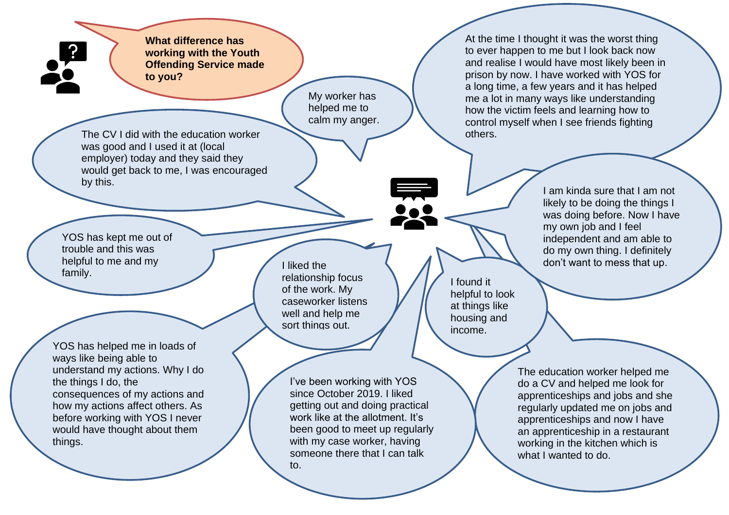**What difference has working with the Youth Offending Service made to you?**

My worker has helped me to calm my anger.

At the time I thought it was the worst thing to ever happen to me but I look back now and realise I would have most likely been in prison by now. I have worked with YOS for a long time, a few years and it has helped me a lot in many ways like understanding how the victim feels and learning how to control myself when I see friends fighting others.

The CV I did with the education worker was good and I used it at (local employer) today and they said they would get back to me, I was encouraged by this.

I am kinda sure that I am not likely to be doing the things I was doing before. Now I have my own job and I feel independent and am able to do my own thing. I definitely don't want to mess that up.

YOS has kept me out of trouble and this was helpful to me and my family.

I liked the relationship focus of the work. My caseworker listens well and help me sort things out.

I found it helpful to look at things like housing and income.

YOS has helped me in loads of ways like being able to understand my actions. Why I do the things I do, the consequences of my actions and how my actions affect others. As before working with YOS I never would have thought about them things.

I've been working with YOS since October 2019. I liked getting out and doing practical work like at the allotment. It's been good to meet up regularly with my case worker, having someone there that I can talk to.

The education worker helped me do a CV and helped me look for apprenticeships and jobs and she regularly updated me on jobs and apprenticeships and now I have an apprenticeship in a restaurant working in the kitchen which is what I wanted to do.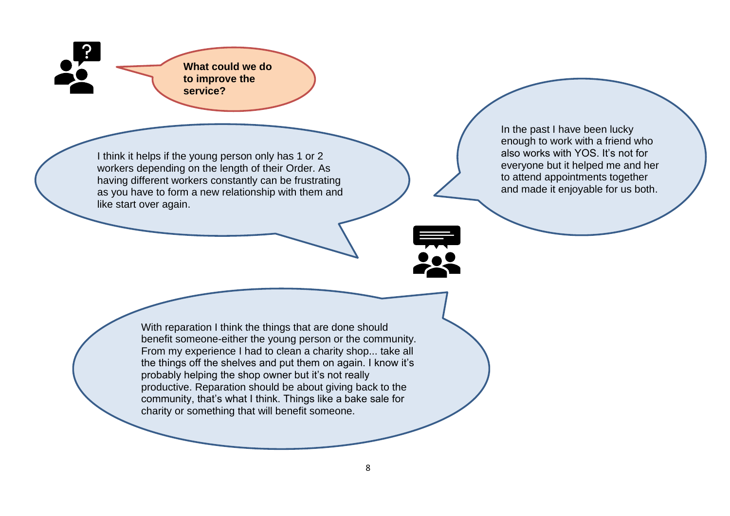**What could we do to improve the service?**

I think it helps if the young person only has 1 or 2 workers depending on the length of their Order. As having different workers constantly can be frustrating as you have to form a new relationship with them and like start over again.

In the past I have been lucky enough to work with a friend who also works with YOS. It's not for everyone but it helped me and her to attend appointments together and made it enjoyable for us both.

With reparation I think the things that are done should benefit someone-either the young person or the community. From my experience I had to clean a charity shop... take all the things off the shelves and put them on again. I know it's probably helping the shop owner but it's not really productive. Reparation should be about giving back to the community, that's what I think. Things like a bake sale for charity or something that will benefit someone.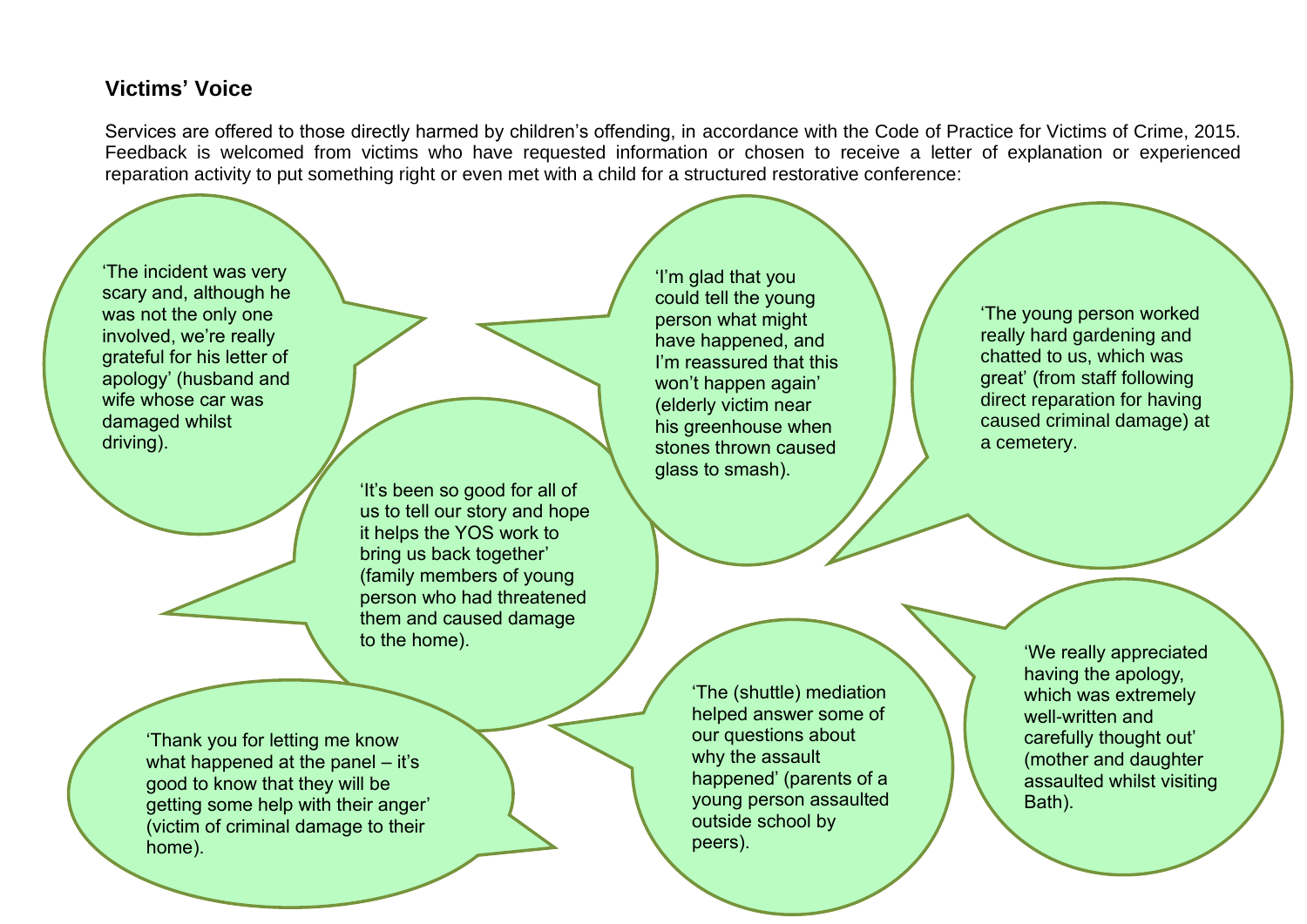### Victims' Voice

Services are offered to those directly harmed by children's offending, in accordance with the Code of Practice for Victims of Crime, 2015. Feedback is welcomed from victims who have requested information or chosen to receive a letter of explanation or experienced reparation activity to put something right or even met with a child for a structured restorative conference:

'The incident was very scary and, although he was not the only one involved, we're really grateful for his letter of apology' (husband and wife whose car was damaged whilst driving).

'I'm glad that you could tell the young person what might have happened, and I'm reassured that this won't happen again' (elderly victim near his greenhouse when stones thrown caused glass to smash).

'The young person worked really hard gardening and chatted to us, which was great' (from staff following direct reparation for having caused criminal damage) at a cemetery.

'It's been so good for all of us to tell our story and hope it helps the YOS work to bring us back together' (family members of young person who had threatened them and caused damage to the home).

'Thank you for letting me know what happened at the panel – it's good to know that they will be getting some help with their anger' (victim of criminal damage to their home).

'The (shuttle) mediation helped answer some of our questions about why the assault happened' (parents of a young person assaulted outside school by peers).

'We really appreciated having the apology, which was extremely well-written and carefully thought out' (mother and daughter assaulted whilst visiting Bath).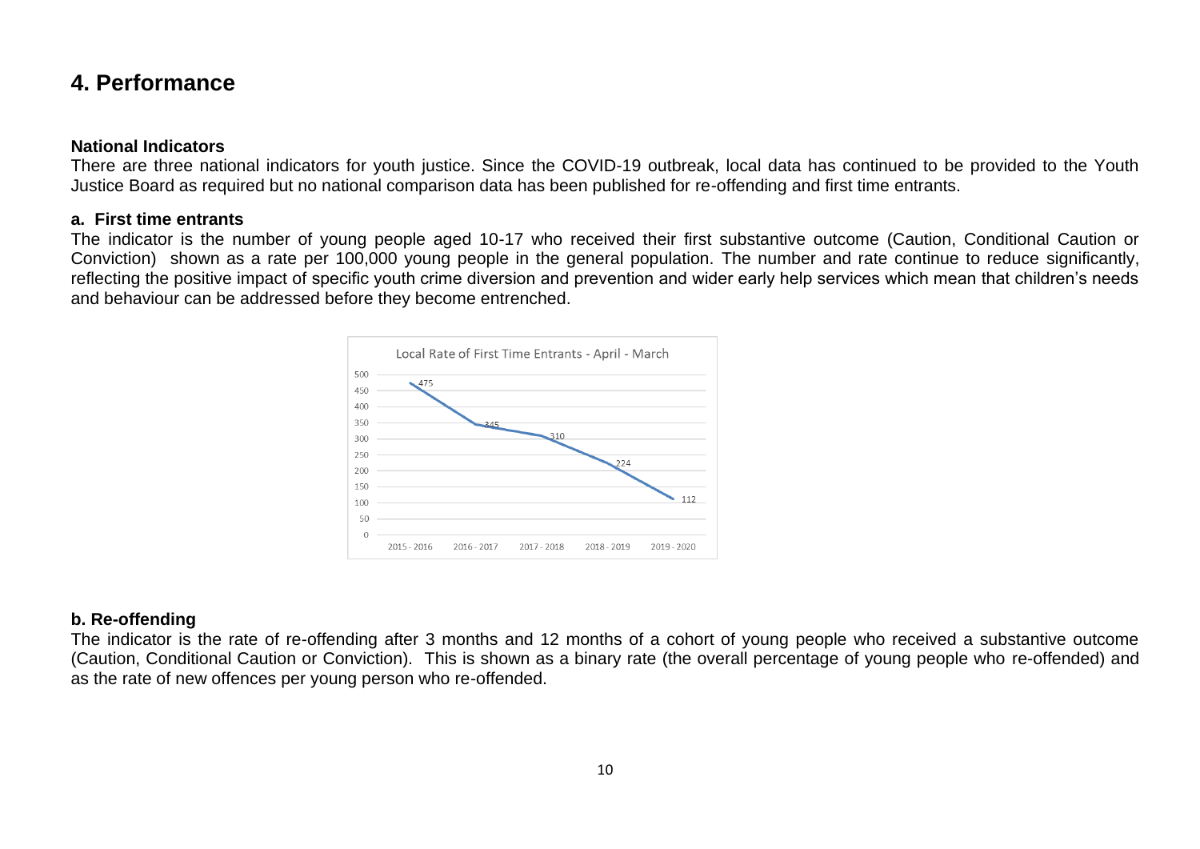# 4. Performance

### National Indicators

There are three national indicators for youth justice. Since the COVID-19 outbreak, local data has continued to be provided to the Youth Justice Board as required but no national comparison data has been published for re-offending and first time entrants.

### a. First time entrants

The indicator is the number of young people aged 10-17 who received their first substantive outcome (Caution, Conditional Caution or Conviction) shown as a rate per 100,000 young people in the general population. The number and rate continue to reduce significantly, reflecting the positive impact of specific youth crime diversion and prevention and wider early help services which mean that children's needs and behaviour can be addressed before they become entrenched.

Local Rate of First Time Entrants - April - March

| Year | Rate |
|---|---|
| 2015 - 2016 | 475 |
| 2016 - 2017 | 345 |
| 2017 - 2018 | 310 |
| 2018 - 2019 | 224 |
| 2019 - 2020 | 112 |

### b. Re-offending

The indicator is the rate of re-offending after 3 months and 12 months of a cohort of young people who received a substantive outcome (Caution, Conditional Caution or Conviction). This is shown as a binary rate (the overall percentage of young people who re-offended) and as the rate of new offences per young person who re-offended.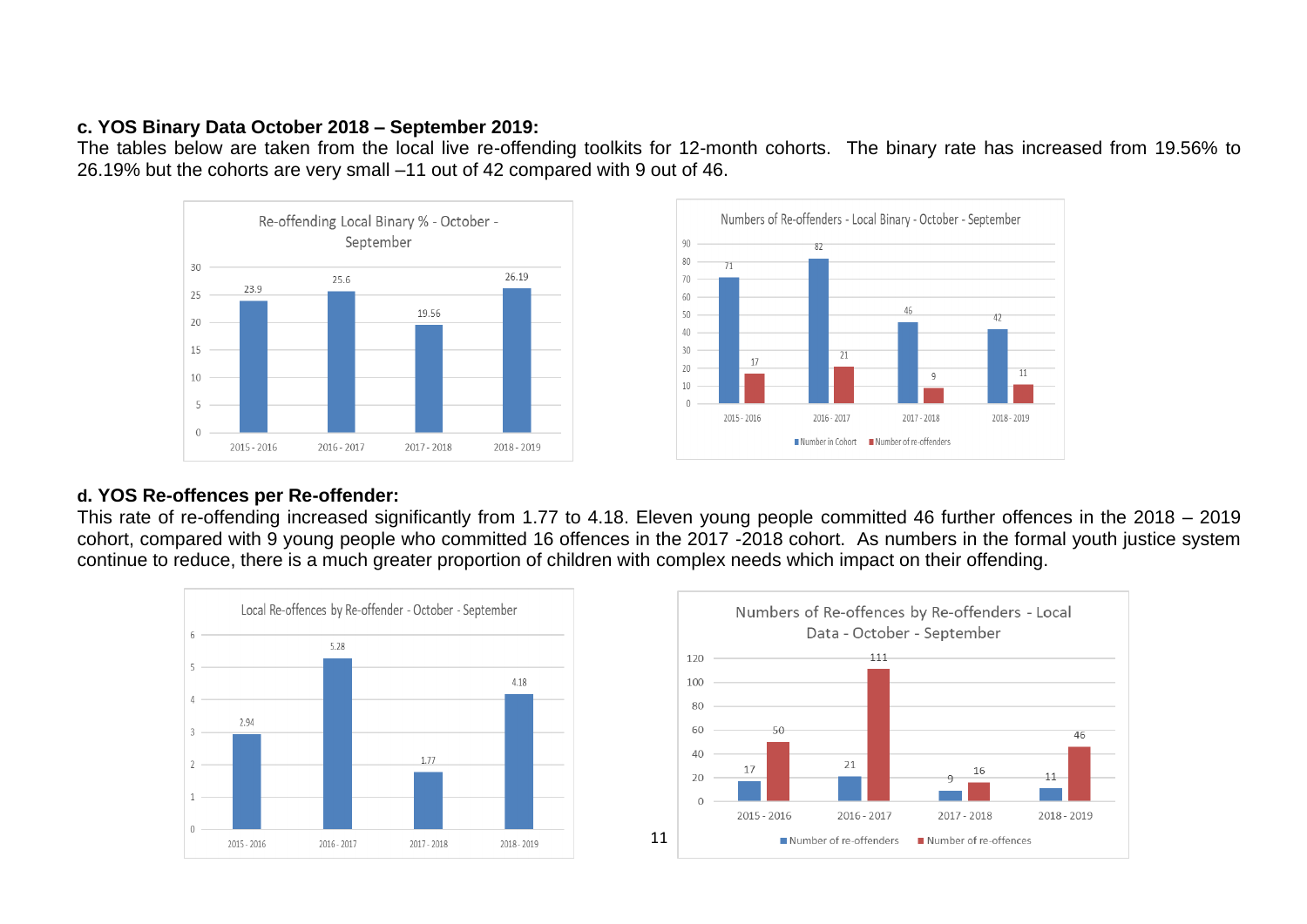**c. YOS Binary Data October 2018 – September 2019:**

The tables below are taken from the local live re-offending toolkits for 12-month cohorts. The binary rate has increased from 19.56% to 26.19% but the cohorts are very small –11 out of 42 compared with 9 out of 46.

Re-offending Local Binary % - October - September

| | 2015 - 2016 | 2016 - 2017 | 2017 - 2018 | 2018 - 2019 |
|---|---|---|---|---|
| Binary % | 23.9 | 25.6 | 19.56 | 26.19 |

Numbers of Re-offenders - Local Binary - October - September

| | 2015 - 2016 | 2016 - 2017 | 2017 - 2018 | 2018 - 2019 |
|---|---|---|---|---|
| Number in Cohort | 71 | 82 | 46 | 42 |
| Number of re-offenders | 17 | 21 | 9 | 11 |

**d. YOS Re-offences per Re-offender:**

This rate of re-offending increased significantly from 1.77 to 4.18. Eleven young people committed 46 further offences in the 2018 – 2019 cohort, compared with 9 young people who committed 16 offences in the 2017 -2018 cohort. As numbers in the formal youth justice system continue to reduce, there is a much greater proportion of children with complex needs which impact on their offending.

Local Re-offences by Re-offender - October - September

| | 2015 - 2016 | 2016 - 2017 | 2017 - 2018 | 2018 - 2019 |
|---|---|---|---|---|
| Re-offences per re-offender | 2.94 | 5.28 | 1.77 | 4.18 |

Numbers of Re-offences by Re-offenders - Local Data - October - September

| | 2015 - 2016 | 2016 - 2017 | 2017 - 2018 | 2018 - 2019 |
|---|---|---|---|---|
| Number of re-offenders | 17 | 21 | 9 | 11 |
| Number of re-offences | 50 | 111 | 16 | 46 |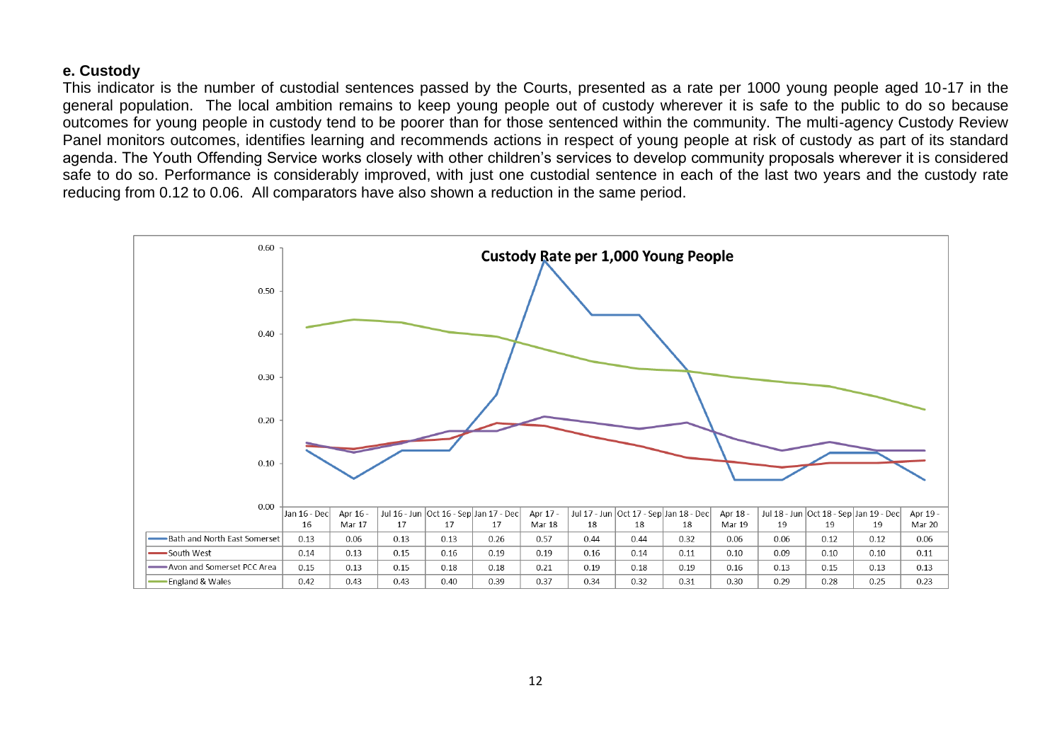## e. Custody

This indicator is the number of custodial sentences passed by the Courts, presented as a rate per 1000 young people aged 10-17 in the general population. The local ambition remains to keep young people out of custody wherever it is safe to the public to do so because outcomes for young people in custody tend to be poorer than for those sentenced within the community. The multi-agency Custody Review Panel monitors outcomes, identifies learning and recommends actions in respect of young people at risk of custody as part of its standard agenda. The Youth Offending Service works closely with other children's services to develop community proposals wherever it is considered safe to do so. Performance is considerably improved, with just one custodial sentence in each of the last two years and the custody rate reducing from 0.12 to 0.06. All comparators have also shown a reduction in the same period.

**Custody Rate per 1,000 Young People**

| | Jan 16 - Dec 16 | Apr 16 - Mar 17 | Jul 16 - Jun 17 | Oct 16 - Sep 17 | Jan 17 - Dec 17 | Apr 17 - Mar 18 | Jul 17 - Jun 18 | Oct 17 - Sep 18 | Jan 18 - Dec 18 | Apr 18 - Mar 19 | Jul 18 - Jun 19 | Oct 18 - Sep 19 | Jan 19 - Dec 19 | Apr 19 - Mar 20 |
|---|---|---|---|---|---|---|---|---|---|---|---|---|---|---|
| Bath and North East Somerset | 0.13 | 0.06 | 0.13 | 0.13 | 0.26 | 0.57 | 0.44 | 0.44 | 0.32 | 0.06 | 0.06 | 0.12 | 0.12 | 0.06 |
| South West | 0.14 | 0.13 | 0.15 | 0.16 | 0.19 | 0.19 | 0.16 | 0.14 | 0.11 | 0.10 | 0.09 | 0.10 | 0.10 | 0.11 |
| Avon and Somerset PCC Area | 0.15 | 0.13 | 0.15 | 0.18 | 0.18 | 0.21 | 0.19 | 0.18 | 0.19 | 0.16 | 0.13 | 0.15 | 0.13 | 0.13 |
| England & Wales | 0.42 | 0.43 | 0.43 | 0.40 | 0.39 | 0.37 | 0.34 | 0.32 | 0.31 | 0.30 | 0.29 | 0.28 | 0.25 | 0.23 |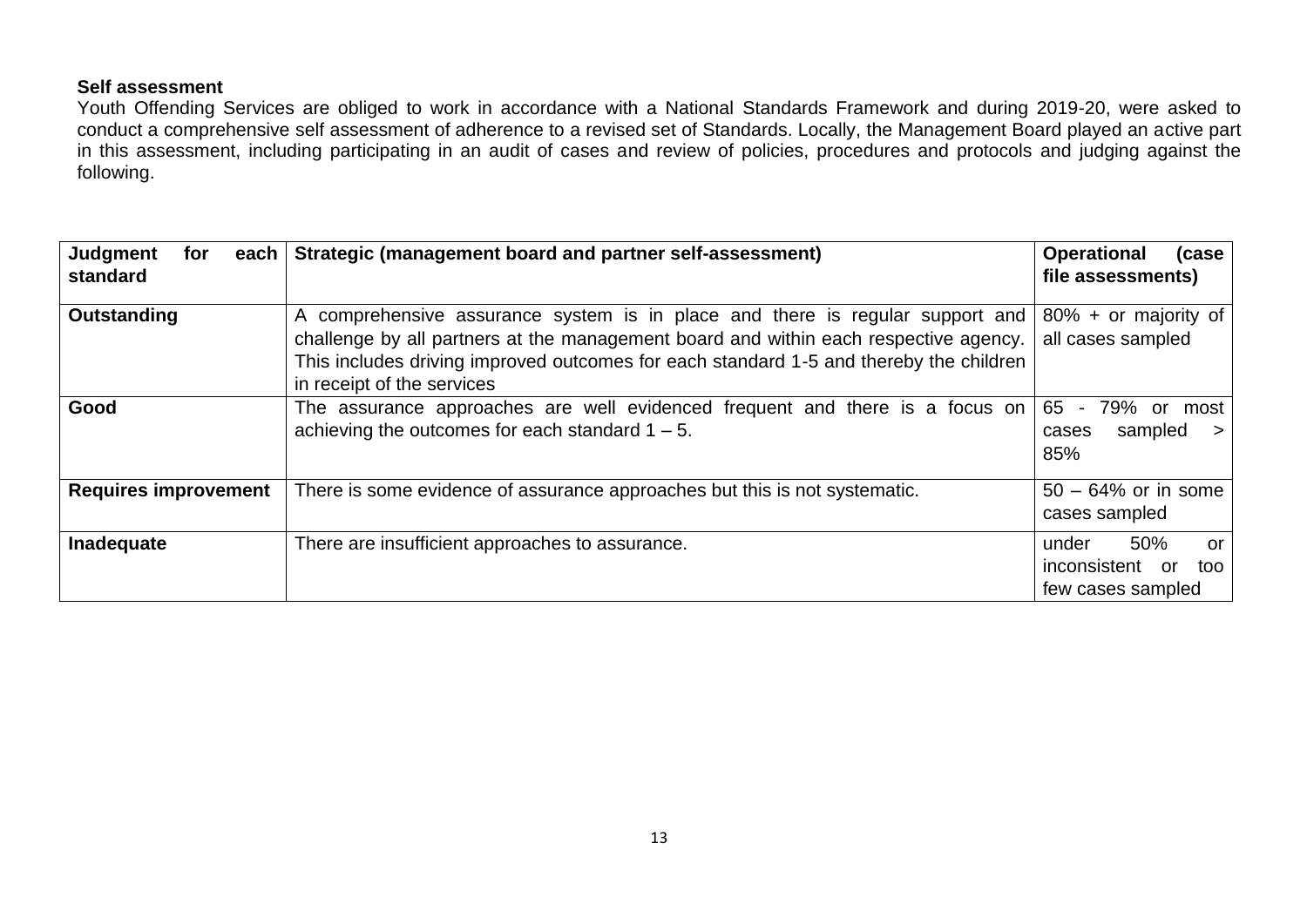**Self assessment**

Youth Offending Services are obliged to work in accordance with a National Standards Framework and during 2019-20, were asked to conduct a comprehensive self assessment of adherence to a revised set of Standards. Locally, the Management Board played an active part in this assessment, including participating in an audit of cases and review of policies, procedures and protocols and judging against the following.

| Judgment for each standard | Strategic (management board and partner self-assessment) | Operational (case file assessments) |
|---|---|---|
| **Outstanding** | A comprehensive assurance system is in place and there is regular support and challenge by all partners at the management board and within each respective agency. This includes driving improved outcomes for each standard 1-5 and thereby the children in receipt of the services | 80% + or majority of all cases sampled |
| **Good** | The assurance approaches are well evidenced frequent and there is a focus on achieving the outcomes for each standard 1 – 5. | 65 - 79% or most cases sampled > 85% |
| **Requires improvement** | There is some evidence of assurance approaches but this is not systematic. | 50 – 64% or in some cases sampled |
| **Inadequate** | There are insufficient approaches to assurance. | under 50% or inconsistent or too few cases sampled |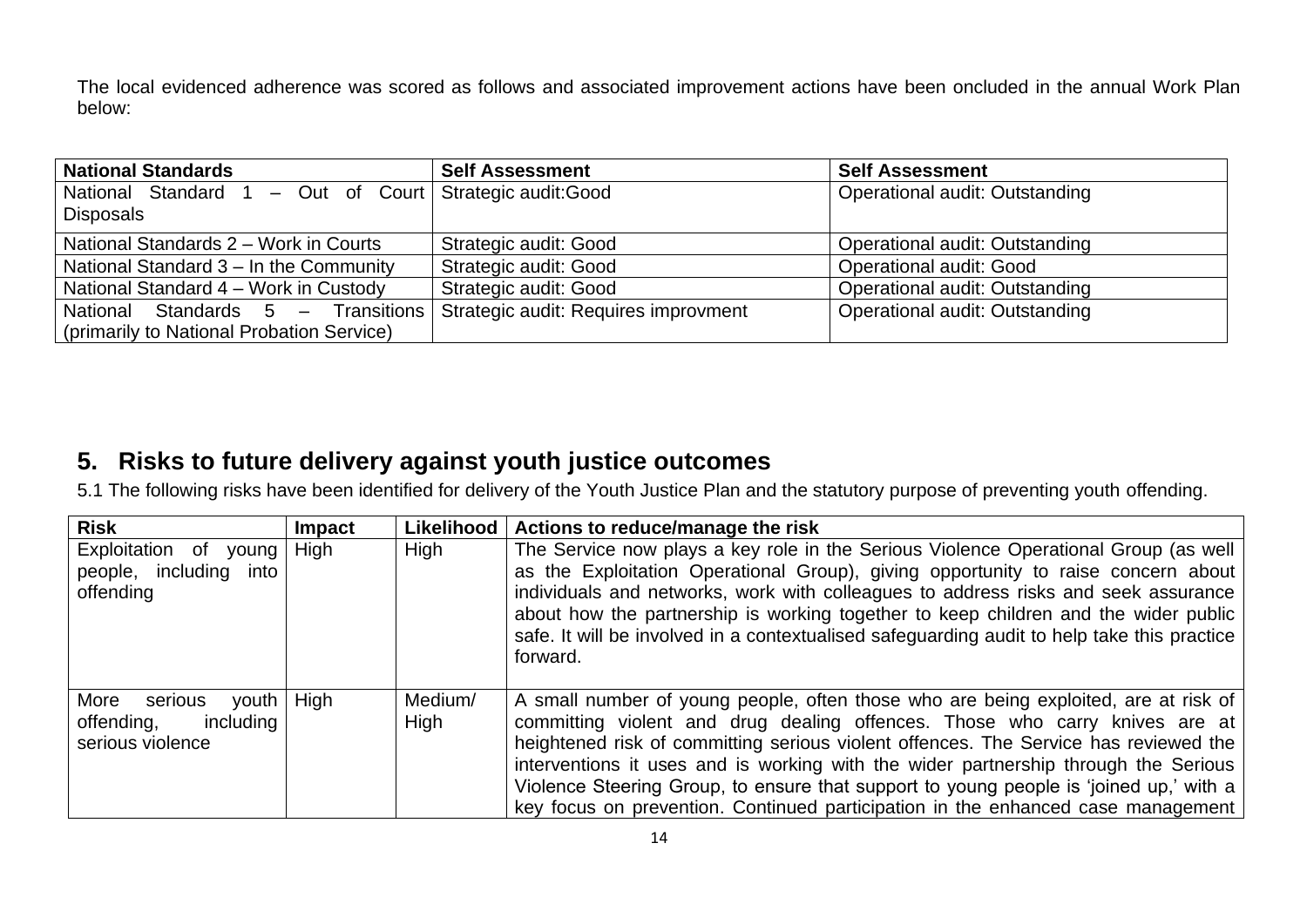The local evidenced adherence was scored as follows and associated improvement actions have been oncluded in the annual Work Plan below:

| National Standards | Self Assessment | Self Assessment |
| --- | --- | --- |
| National Standard 1 – Out of Court Disposals | Strategic audit:Good | Operational audit: Outstanding |
| National Standards 2 – Work in Courts | Strategic audit: Good | Operational audit: Outstanding |
| National Standard 3 – In the Community | Strategic audit: Good | Operational audit: Good |
| National Standard 4 – Work in Custody | Strategic audit: Good | Operational audit: Outstanding |
| National Standards 5 – Transitions (primarily to National Probation Service) | Strategic audit: Requires improvment | Operational audit: Outstanding |

## 5. Risks to future delivery against youth justice outcomes

5.1 The following risks have been identified for delivery of the Youth Justice Plan and the statutory purpose of preventing youth offending.

| Risk | Impact | Likelihood | Actions to reduce/manage the risk |
| --- | --- | --- | --- |
| Exploitation of young people, including into offending | High | High | The Service now plays a key role in the Serious Violence Operational Group (as well as the Exploitation Operational Group), giving opportunity to raise concern about individuals and networks, work with colleagues to address risks and seek assurance about how the partnership is working together to keep children and the wider public safe. It will be involved in a contextualised safeguarding audit to help take this practice forward. |
| More serious youth offending, including serious violence | High | Medium/ High | A small number of young people, often those who are being exploited, are at risk of committing violent and drug dealing offences. Those who carry knives are at heightened risk of committing serious violent offences. The Service has reviewed the interventions it uses and is working with the wider partnership through the Serious Violence Steering Group, to ensure that support to young people is 'joined up,' with a key focus on prevention. Continued participation in the enhanced case management |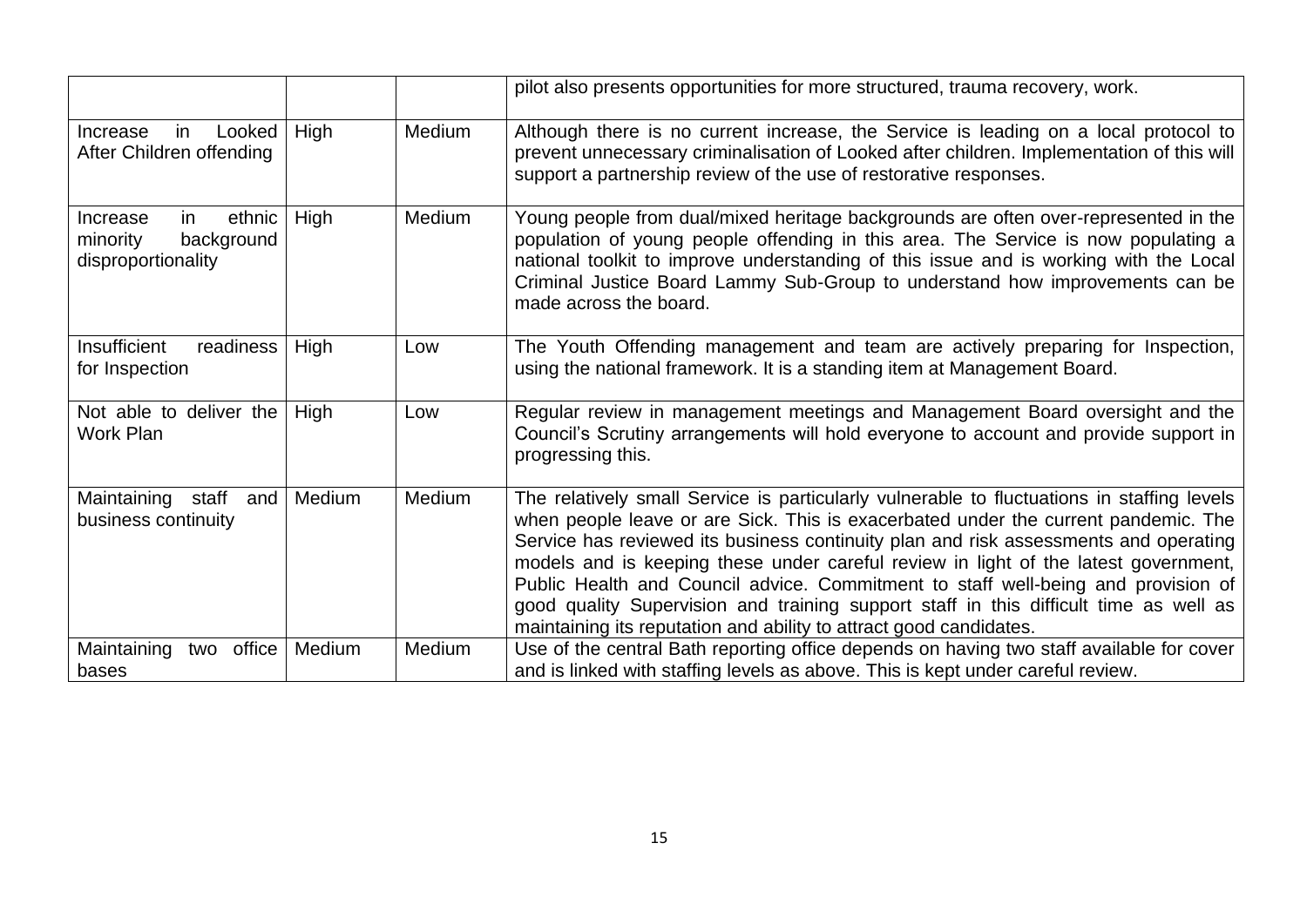| | | | |
|---|---|---|---|
| | | | pilot also presents opportunities for more structured, trauma recovery, work. |
| Increase in Looked After Children offending | High | Medium | Although there is no current increase, the Service is leading on a local protocol to prevent unnecessary criminalisation of Looked after children. Implementation of this will support a partnership review of the use of restorative responses. |
| Increase in ethnic minority background disproportionality | High | Medium | Young people from dual/mixed heritage backgrounds are often over-represented in the population of young people offending in this area. The Service is now populating a national toolkit to improve understanding of this issue and is working with the Local Criminal Justice Board Lammy Sub-Group to understand how improvements can be made across the board. |
| Insufficient readiness for Inspection | High | Low | The Youth Offending management and team are actively preparing for Inspection, using the national framework. It is a standing item at Management Board. |
| Not able to deliver the Work Plan | High | Low | Regular review in management meetings and Management Board oversight and the Council's Scrutiny arrangements will hold everyone to account and provide support in progressing this. |
| Maintaining staff and business continuity | Medium | Medium | The relatively small Service is particularly vulnerable to fluctuations in staffing levels when people leave or are Sick. This is exacerbated under the current pandemic. The Service has reviewed its business continuity plan and risk assessments and operating models and is keeping these under careful review in light of the latest government, Public Health and Council advice. Commitment to staff well-being and provision of good quality Supervision and training support staff in this difficult time as well as maintaining its reputation and ability to attract good candidates. |
| Maintaining two office bases | Medium | Medium | Use of the central Bath reporting office depends on having two staff available for cover and is linked with staffing levels as above. This is kept under careful review. |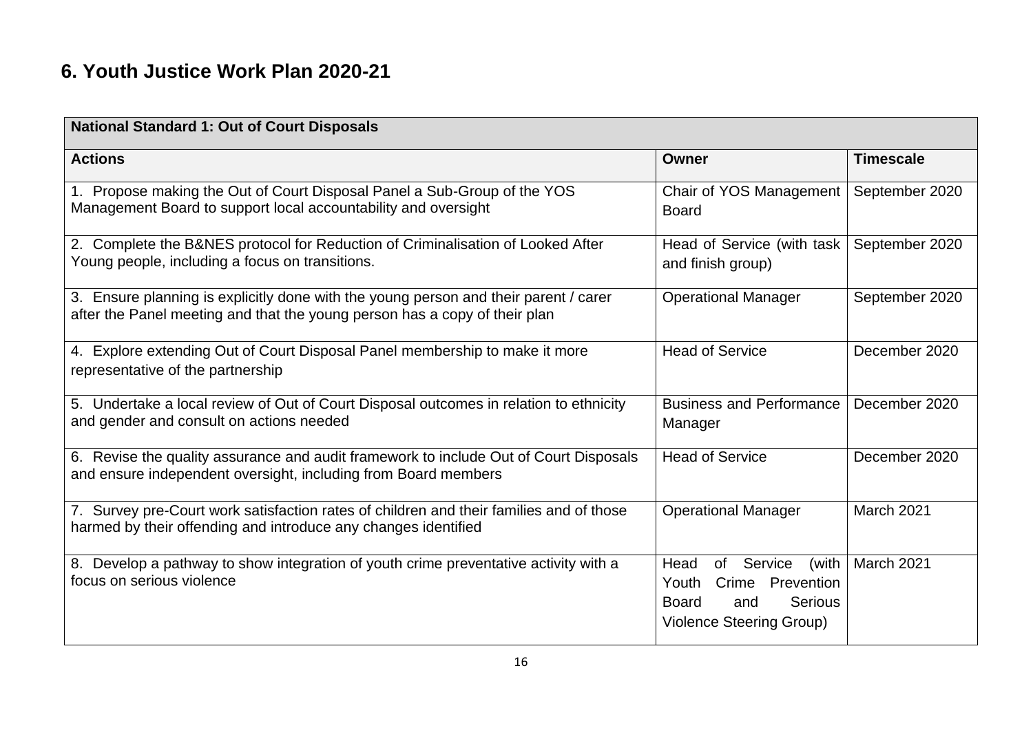## 6. Youth Justice Work Plan 2020-21

| National Standard 1: Out of Court Disposals | | |
|---|---|---|
| **Actions** | **Owner** | **Timescale** |
| 1. Propose making the Out of Court Disposal Panel a Sub-Group of the YOS Management Board to support local accountability and oversight | Chair of YOS Management Board | September 2020 |
| 2. Complete the B&NES protocol for Reduction of Criminalisation of Looked After Young people, including a focus on transitions. | Head of Service (with task and finish group) | September 2020 |
| 3. Ensure planning is explicitly done with the young person and their parent / carer after the Panel meeting and that the young person has a copy of their plan | Operational Manager | September 2020 |
| 4. Explore extending Out of Court Disposal Panel membership to make it more representative of the partnership | Head of Service | December 2020 |
| 5. Undertake a local review of Out of Court Disposal outcomes in relation to ethnicity and gender and consult on actions needed | Business and Performance Manager | December 2020 |
| 6. Revise the quality assurance and audit framework to include Out of Court Disposals and ensure independent oversight, including from Board members | Head of Service | December 2020 |
| 7. Survey pre-Court work satisfaction rates of children and their families and of those harmed by their offending and introduce any changes identified | Operational Manager | March 2021 |
| 8. Develop a pathway to show integration of youth crime preventative activity with a focus on serious violence | Head of Service (with Youth Crime Prevention Board and Serious Violence Steering Group) | March 2021 |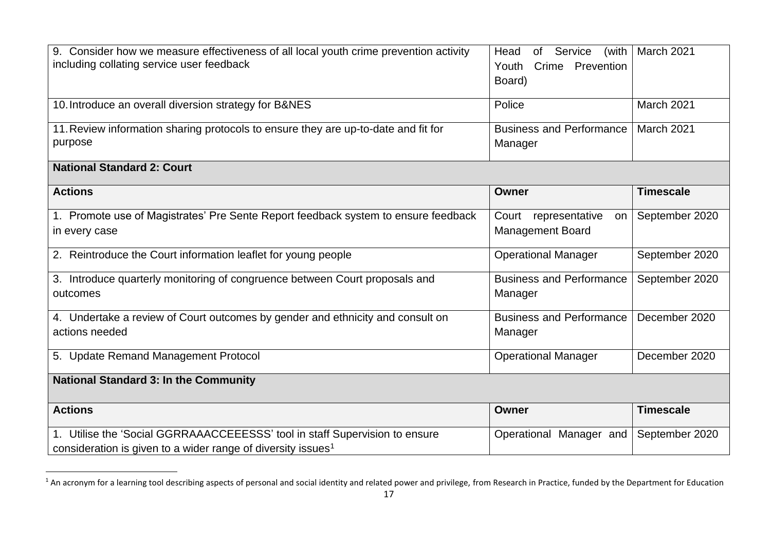| | | |
|---|---|---|
| 9. Consider how we measure effectiveness of all local youth crime prevention activity including collating service user feedback | Head of Service (with Youth Crime Prevention Board) | March 2021 |
| 10. Introduce an overall diversion strategy for B&NES | Police | March 2021 |
| 11. Review information sharing protocols to ensure they are up-to-date and fit for purpose | Business and Performance Manager | March 2021 |
| **National Standard 2: Court** | | |
| **Actions** | **Owner** | **Timescale** |
| 1. Promote use of Magistrates' Pre Sente Report feedback system to ensure feedback in every case | Court representative on Management Board | September 2020 |
| 2. Reintroduce the Court information leaflet for young people | Operational Manager | September 2020 |
| 3. Introduce quarterly monitoring of congruence between Court proposals and outcomes | Business and Performance Manager | September 2020 |
| 4. Undertake a review of Court outcomes by gender and ethnicity and consult on actions needed | Business and Performance Manager | December 2020 |
| 5. Update Remand Management Protocol | Operational Manager | December 2020 |
| **National Standard 3: In the Community** | | |
| **Actions** | **Owner** | **Timescale** |
| 1. Utilise the 'Social GGRRAAACCEEESSS' tool in staff Supervision to ensure consideration is given to a wider range of diversity issues[1] | Operational Manager and | September 2020 |

[1] An acronym for a learning tool describing aspects of personal and social identity and related power and privilege, from Research in Practice, funded by the Department for Education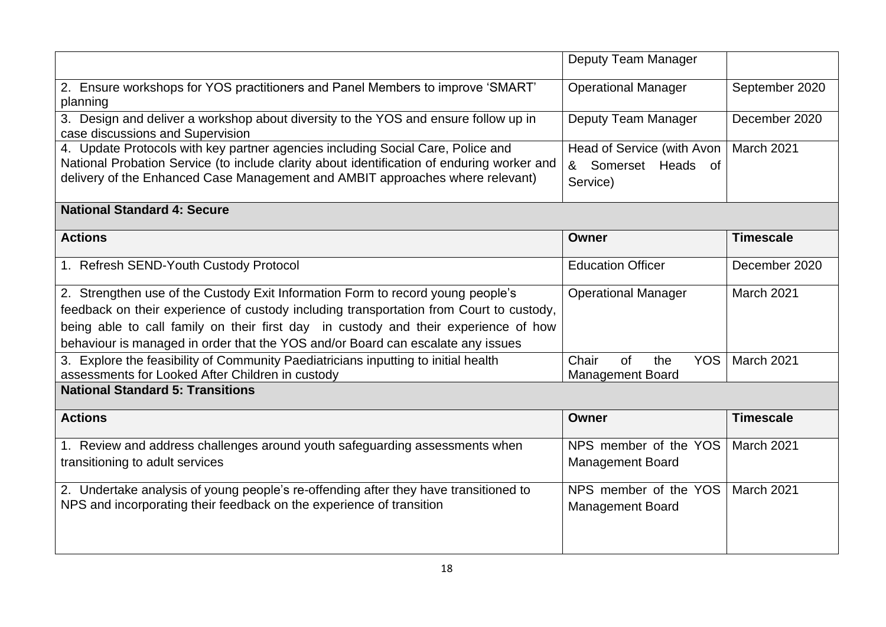| | | |
|---|---|---|
| | Deputy Team Manager | |
| 2. Ensure workshops for YOS practitioners and Panel Members to improve 'SMART' planning | Operational Manager | September 2020 |
| 3. Design and deliver a workshop about diversity to the YOS and ensure follow up in case discussions and Supervision | Deputy Team Manager | December 2020 |
| 4. Update Protocols with key partner agencies including Social Care, Police and National Probation Service (to include clarity about identification of enduring worker and delivery of the Enhanced Case Management and AMBIT approaches where relevant) | Head of Service (with Avon & Somerset Heads of Service) | March 2021 |
| **National Standard 4: Secure** | | |
| **Actions** | **Owner** | **Timescale** |
| 1. Refresh SEND-Youth Custody Protocol | Education Officer | December 2020 |
| 2. Strengthen use of the Custody Exit Information Form to record young people's feedback on their experience of custody including transportation from Court to custody, being able to call family on their first day in custody and their experience of how behaviour is managed in order that the YOS and/or Board can escalate any issues | Operational Manager | March 2021 |
| 3. Explore the feasibility of Community Paediatricians inputting to initial health assessments for Looked After Children in custody | Chair of the YOS Management Board | March 2021 |
| **National Standard 5: Transitions** | | |
| **Actions** | **Owner** | **Timescale** |
| 1. Review and address challenges around youth safeguarding assessments when transitioning to adult services | NPS member of the YOS Management Board | March 2021 |
| 2. Undertake analysis of young people's re-offending after they have transitioned to NPS and incorporating their feedback on the experience of transition | NPS member of the YOS Management Board | March 2021 |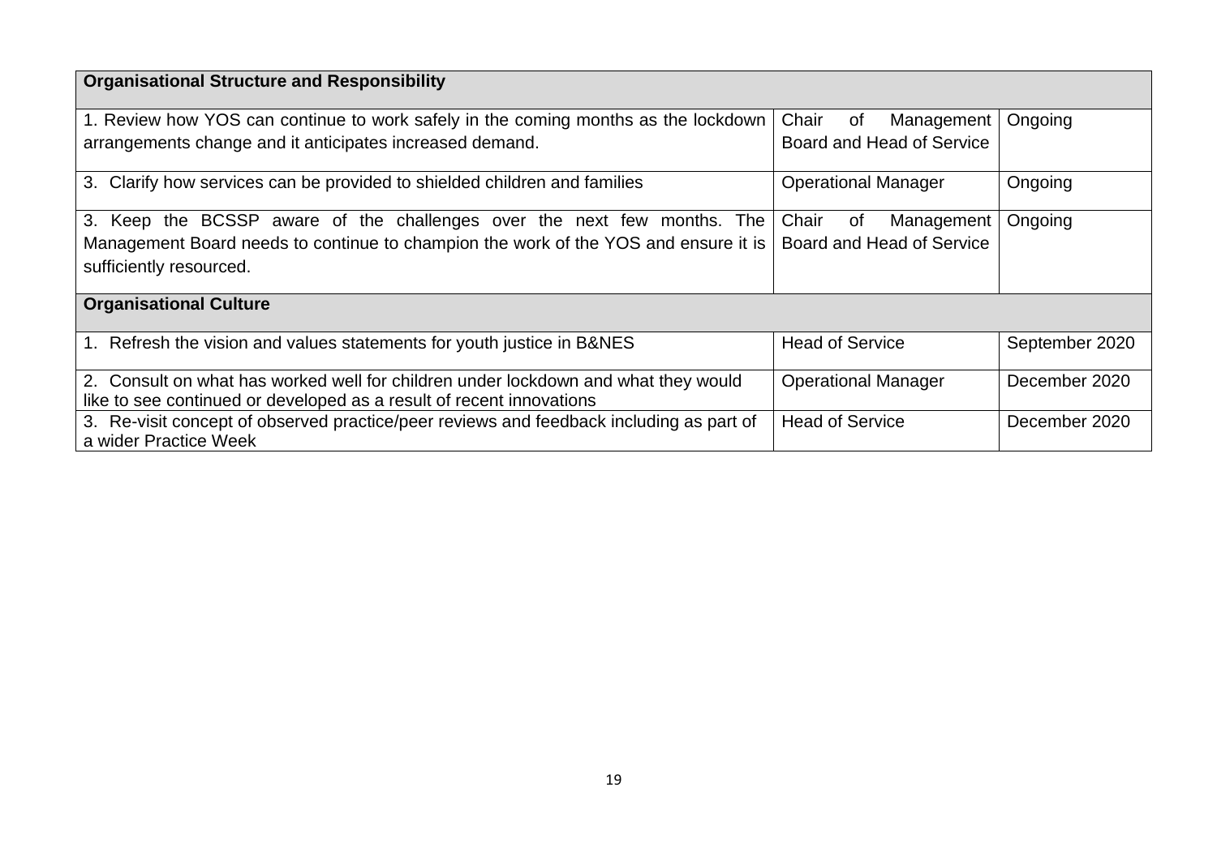| | | |
|---|---|---|
| **Organisational Structure and Responsibility** | | |
| 1. Review how YOS can continue to work safely in the coming months as the lockdown arrangements change and it anticipates increased demand. | Chair of Management Board and Head of Service | Ongoing |
| 3. Clarify how services can be provided to shielded children and families | Operational Manager | Ongoing |
| 3. Keep the BCSSP aware of the challenges over the next few months. The Management Board needs to continue to champion the work of the YOS and ensure it is sufficiently resourced. | Chair of Management Board and Head of Service | Ongoing |
| **Organisational Culture** | | |
| 1. Refresh the vision and values statements for youth justice in B&NES | Head of Service | September 2020 |
| 2. Consult on what has worked well for children under lockdown and what they would like to see continued or developed as a result of recent innovations | Operational Manager | December 2020 |
| 3. Re-visit concept of observed practice/peer reviews and feedback including as part of a wider Practice Week | Head of Service | December 2020 |